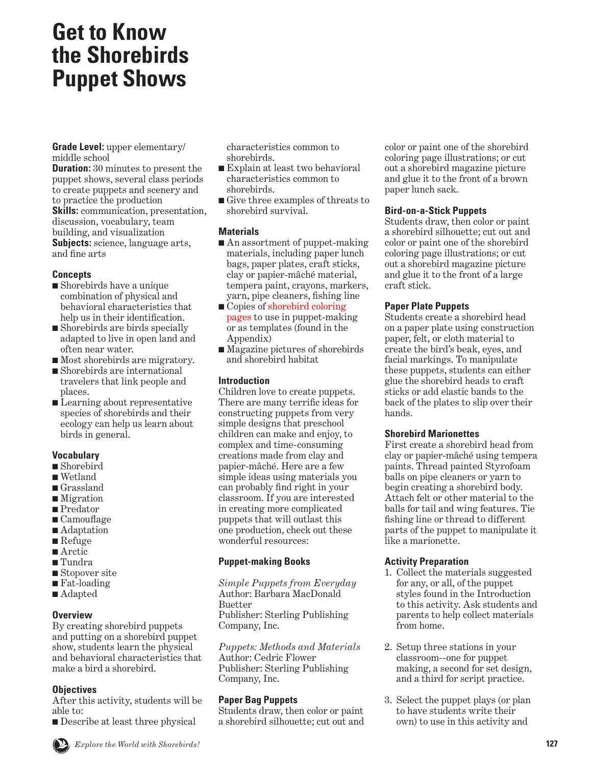# Get to Know the Shorebirds Puppet Shows

**Grade Level:** upper elementary/ middle school
**Duration:** 30 minutes to present the puppet shows, several class periods to create puppets and scenery and to practice the production
**Skills:** communication, presentation, discussion, vocabulary, team building, and visualization
**Subjects:** science, language arts, and fine arts

### Concepts

- Shorebirds have a unique combination of physical and behavioral characteristics that help us in their identification.
- Shorebirds are birds specially adapted to live in open land and often near water.
- Most shorebirds are migratory.
- Shorebirds are international travelers that link people and places.
- Learning about representative species of shorebirds and their ecology can help us learn about birds in general.

### Vocabulary

- Shorebird
- Wetland
- Grassland
- Migration
- Predator
- Camouflage
- Adaptation
- Refuge
- Arctic
- Tundra
- Stopover site
- Fat-loading
- Adapted

### Overview

By creating shorebird puppets and putting on a shorebird puppet show, students learn the physical and behavioral characteristics that make a bird a shorebird.

### Objectives

After this activity, students will be able to:

- Describe at least three physical characteristics common to shorebirds.
- Explain at least two behavioral characteristics common to shorebirds.
- Give three examples of threats to shorebird survival.

### Materials

- An assortment of puppet-making materials, including paper lunch bags, paper plates, craft sticks, clay or papier-mâché material, tempera paint, crayons, markers, yarn, pipe cleaners, fishing line
- Copies of shorebird coloring pages to use in puppet-making or as templates (found in the Appendix)
- Magazine pictures of shorebirds and shorebird habitat

### Introduction

Children love to create puppets. There are many terrific ideas for constructing puppets from very simple designs that preschool children can make and enjoy, to complex and time-consuming creations made from clay and papier-mâché. Here are a few simple ideas using materials you can probably find right in your classroom. If you are interested in creating more complicated puppets that will outlast this one production, check out these wonderful resources:

### Puppet-making Books

*Simple Puppets from Everyday*
Author: Barbara MacDonald Buetter
Publisher: Sterling Publishing Company, Inc.

*Puppets: Methods and Materials*
Author: Cedric Flower
Publisher: Sterling Publishing Company, Inc.

### Paper Bag Puppets

Students draw, then color or paint a shorebird silhouette; cut out and color or paint one of the shorebird coloring page illustrations; or cut out a shorebird magazine picture and glue it to the front of a brown paper lunch sack.

### Bird-on-a-Stick Puppets

Students draw, then color or paint a shorebird silhouette; cut out and color or paint one of the shorebird coloring page illustrations; or cut out a shorebird magazine picture and glue it to the front of a large craft stick.

### Paper Plate Puppets

Students create a shorebird head on a paper plate using construction paper, felt, or cloth material to create the bird's beak, eyes, and facial markings. To manipulate these puppets, students can either glue the shorebird heads to craft sticks or add elastic bands to the back of the plates to slip over their hands.

### Shorebird Marionettes

First create a shorebird head from clay or papier-mâché using tempera paints. Thread painted Styrofoam balls on pipe cleaners or yarn to begin creating a shorebird body. Attach felt or other material to the balls for tail and wing features. Tie fishing line or thread to different parts of the puppet to manipulate it like a marionette.

### Activity Preparation

1. Collect the materials suggested for any, or all, of the puppet styles found in the Introduction to this activity. Ask students and parents to help collect materials from home.

2. Setup three stations in your classroom--one for puppet making, a second for set design, and a third for script practice.

3. Select the puppet plays (or plan to have students write their own) to use in this activity and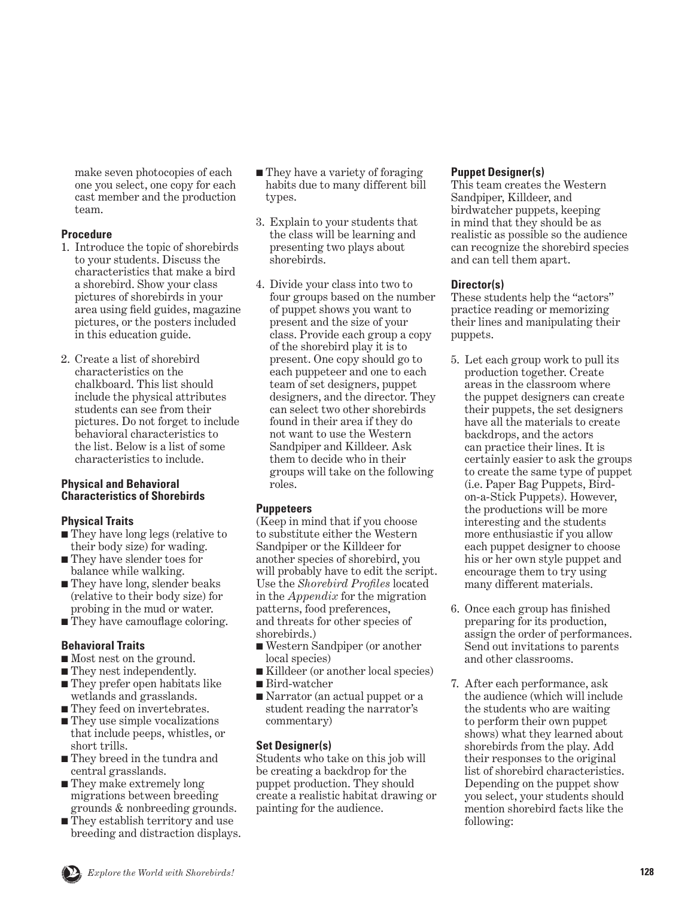make seven photocopies of each one you select, one copy for each cast member and the production team.

**Procedure**

1. Introduce the topic of shorebirds to your students. Discuss the characteristics that make a bird a shorebird. Show your class pictures of shorebirds in your area using field guides, magazine pictures, or the posters included in this education guide.

2. Create a list of shorebird characteristics on the chalkboard. This list should include the physical attributes students can see from their pictures. Do not forget to include behavioral characteristics to the list. Below is a list of some characteristics to include.

**Physical and Behavioral Characteristics of Shorebirds**

**Physical Traits**

- They have long legs (relative to their body size) for wading.
- They have slender toes for balance while walking.
- They have long, slender beaks (relative to their body size) for probing in the mud or water.
- They have camouflage coloring.

**Behavioral Traits**

- Most nest on the ground.
- They nest independently.
- They prefer open habitats like wetlands and grasslands.
- They feed on invertebrates.
- They use simple vocalizations that include peeps, whistles, or short trills.
- They breed in the tundra and central grasslands.
- They make extremely long migrations between breeding grounds & nonbreeding grounds.
- They establish territory and use breeding and distraction displays.
- They have a variety of foraging habits due to many different bill types.

3. Explain to your students that the class will be learning and presenting two plays about shorebirds.

4. Divide your class into two to four groups based on the number of puppet shows you want to present and the size of your class. Provide each group a copy of the shorebird play it is to present. One copy should go to each puppeteer and one to each team of set designers, puppet designers, and the director. They can select two other shorebirds found in their area if they do not want to use the Western Sandpiper and Killdeer. Ask them to decide who in their groups will take on the following roles.

**Puppeteers**

(Keep in mind that if you choose to substitute either the Western Sandpiper or the Killdeer for another species of shorebird, you will probably have to edit the script. Use the *Shorebird Profiles* located in the *Appendix* for the migration patterns, food preferences, and threats for other species of shorebirds.)

- Western Sandpiper (or another local species)
- Killdeer (or another local species)
- Bird-watcher
- Narrator (an actual puppet or a student reading the narrator's commentary)

**Set Designer(s)**

Students who take on this job will be creating a backdrop for the puppet production. They should create a realistic habitat drawing or painting for the audience.

**Puppet Designer(s)**

This team creates the Western Sandpiper, Killdeer, and birdwatcher puppets, keeping in mind that they should be as realistic as possible so the audience can recognize the shorebird species and can tell them apart.

**Director(s)**

These students help the "actors" practice reading or memorizing their lines and manipulating their puppets.

5. Let each group work to pull its production together. Create areas in the classroom where the puppet designers can create their puppets, the set designers have all the materials to create backdrops, and the actors can practice their lines. It is certainly easier to ask the groups to create the same type of puppet (i.e. Paper Bag Puppets, Bird-on-a-Stick Puppets). However, the productions will be more interesting and the students more enthusiastic if you allow each puppet designer to choose his or her own style puppet and encourage them to try using many different materials.

6. Once each group has finished preparing for its production, assign the order of performances. Send out invitations to parents and other classrooms.

7. After each performance, ask the audience (which will include the students who are waiting to perform their own puppet shows) what they learned about shorebirds from the play. Add their responses to the original list of shorebird characteristics. Depending on the puppet show you select, your students should mention shorebird facts like the following: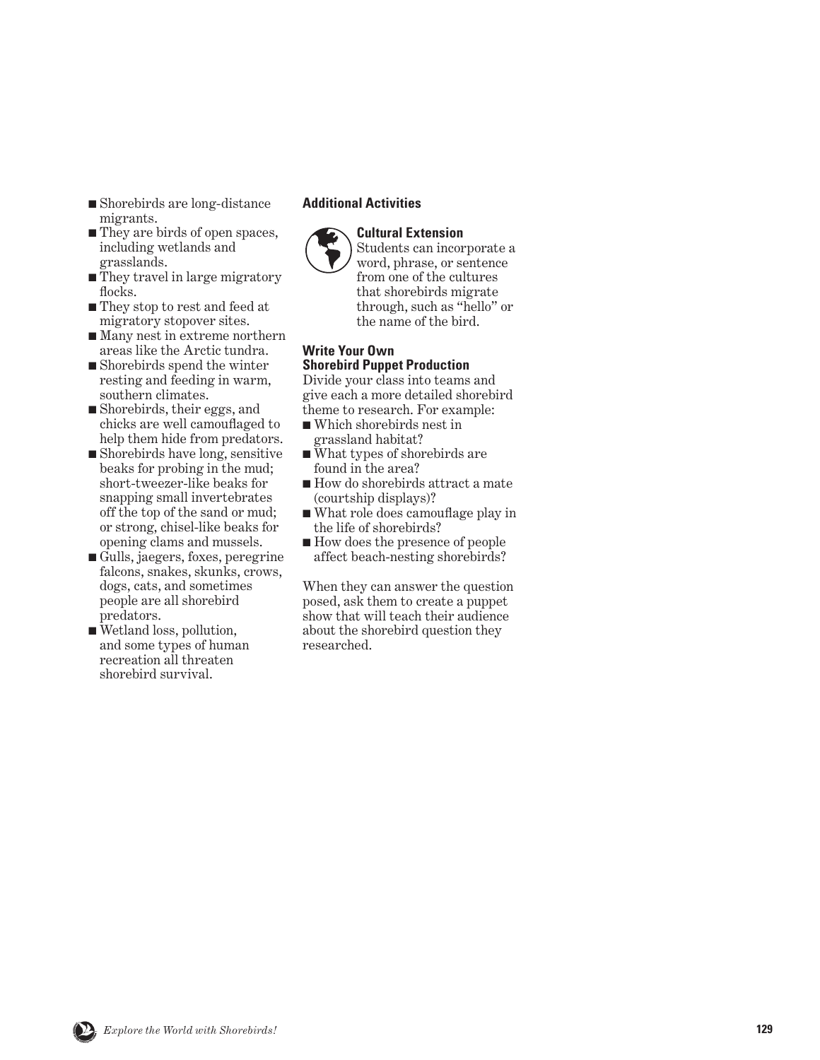- Shorebirds are long-distance migrants.
- They are birds of open spaces, including wetlands and grasslands.
- They travel in large migratory flocks.
- They stop to rest and feed at migratory stopover sites.
- Many nest in extreme northern areas like the Arctic tundra.
- Shorebirds spend the winter resting and feeding in warm, southern climates.
- Shorebirds, their eggs, and chicks are well camouflaged to help them hide from predators.
- Shorebirds have long, sensitive beaks for probing in the mud; short-tweezer-like beaks for snapping small invertebrates off the top of the sand or mud; or strong, chisel-like beaks for opening clams and mussels.
- Gulls, jaegers, foxes, peregrine falcons, snakes, skunks, crows, dogs, cats, and sometimes people are all shorebird predators.
- Wetland loss, pollution, and some types of human recreation all threaten shorebird survival.

## Additional Activities

### Cultural Extension

Students can incorporate a word, phrase, or sentence from one of the cultures that shorebirds migrate through, such as "hello" or the name of the bird.

### Write Your Own Shorebird Puppet Production

Divide your class into teams and give each a more detailed shorebird theme to research. For example:

- Which shorebirds nest in grassland habitat?
- What types of shorebirds are found in the area?
- How do shorebirds attract a mate (courtship displays)?
- What role does camouflage play in the life of shorebirds?
- How does the presence of people affect beach-nesting shorebirds?

When they can answer the question posed, ask them to create a puppet show that will teach their audience about the shorebird question they researched.